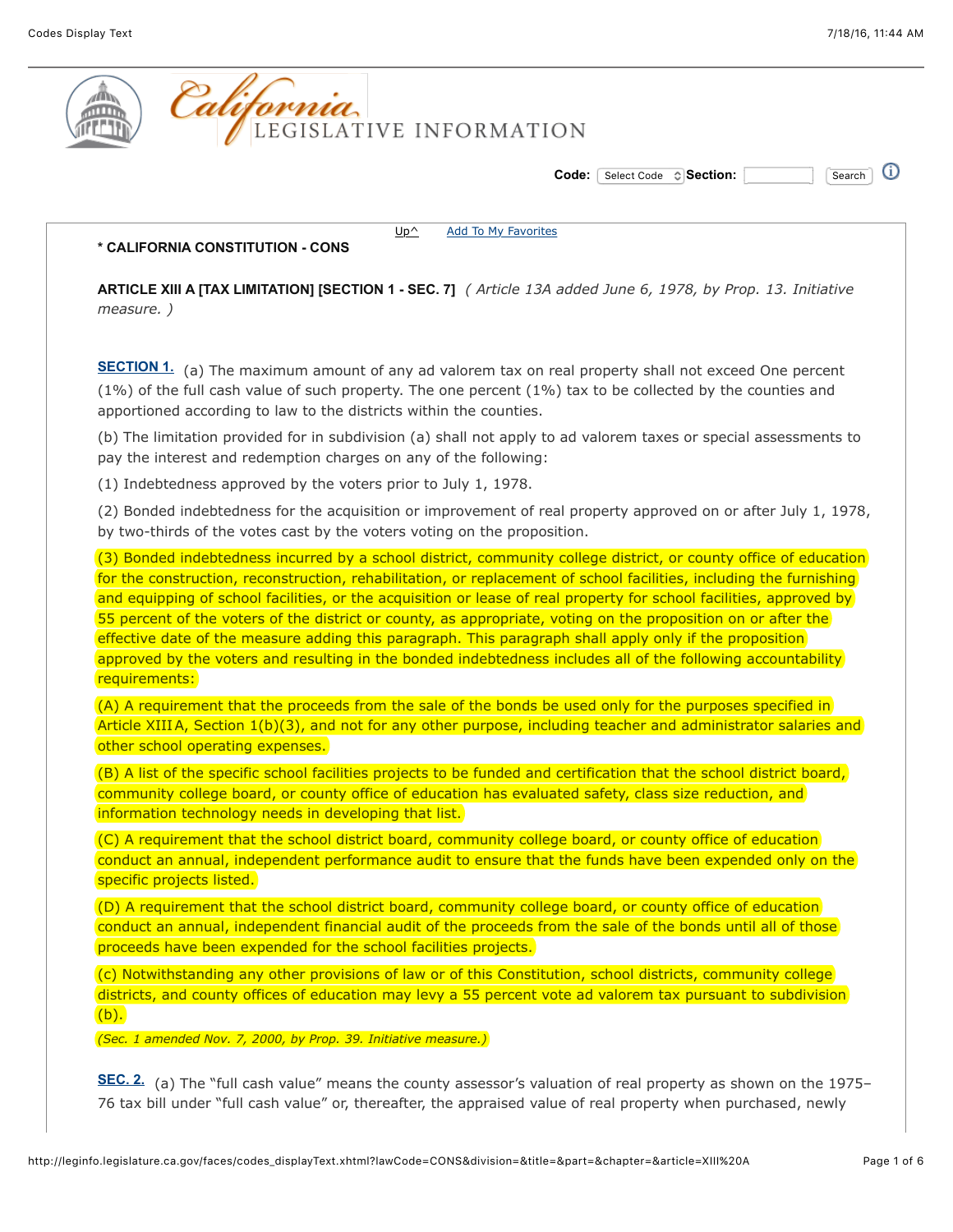**\* CALIFORNIA CONSTITUTION - CONS**

**ARTICLE XIII A [TAX LIMITATION] [SECTION 1 - SEC. 7]** *( Article 13A added June 6, 1978, by Prop. 13. Initiative measure. )*

**SECTION 1.** (a) The maximum amount of any ad valorem tax on real property shall not exceed One percent (1%) of the full cash value of such property. The one percent (1%) tax to be collected by the counties and apportioned according to law to the districts within the counties.

(b) The limitation provided for in subdivision (a) shall not apply to ad valorem taxes or special assessments to pay the interest and redemption charges on any of the following:

(1) Indebtedness approved by the voters prior to July 1, 1978.

(2) Bonded indebtedness for the acquisition or improvement of real property approved on or after July 1, 1978, by two-thirds of the votes cast by the voters voting on the proposition.

(3) Bonded indebtedness incurred by a school district, community college district, or county office of education for the construction, reconstruction, rehabilitation, or replacement of school facilities, including the furnishing and equipping of school facilities, or the acquisition or lease of real property for school facilities, approved by 55 percent of the voters of the district or county, as appropriate, voting on the proposition on or after the effective date of the measure adding this paragraph. This paragraph shall apply only if the proposition approved by the voters and resulting in the bonded indebtedness includes all of the following accountability requirements:

(A) A requirement that the proceeds from the sale of the bonds be used only for the purposes specified in Article XIIIA, Section 1(b)(3), and not for any other purpose, including teacher and administrator salaries and other school operating expenses.

(B) A list of the specific school facilities projects to be funded and certification that the school district board, community college board, or county office of education has evaluated safety, class size reduction, and information technology needs in developing that list.

(C) A requirement that the school district board, community college board, or county office of education conduct an annual, independent performance audit to ensure that the funds have been expended only on the specific projects listed.

(D) A requirement that the school district board, community college board, or county office of education conduct an annual, independent financial audit of the proceeds from the sale of the bonds until all of those proceeds have been expended for the school facilities projects.

(c) Notwithstanding any other provisions of law or of this Constitution, school districts, community college districts, and county offices of education may levy a 55 percent vote ad valorem tax pursuant to subdivision (b).

*(Sec. 1 amended Nov. 7, 2000, by Prop. 39. Initiative measure.)*

**SEC. 2.** (a) The "full cash value" means the county assessor's valuation of real property as shown on the 1975–76 tax bill under "full cash value" or, thereafter, the appraised value of real property when purchased, newly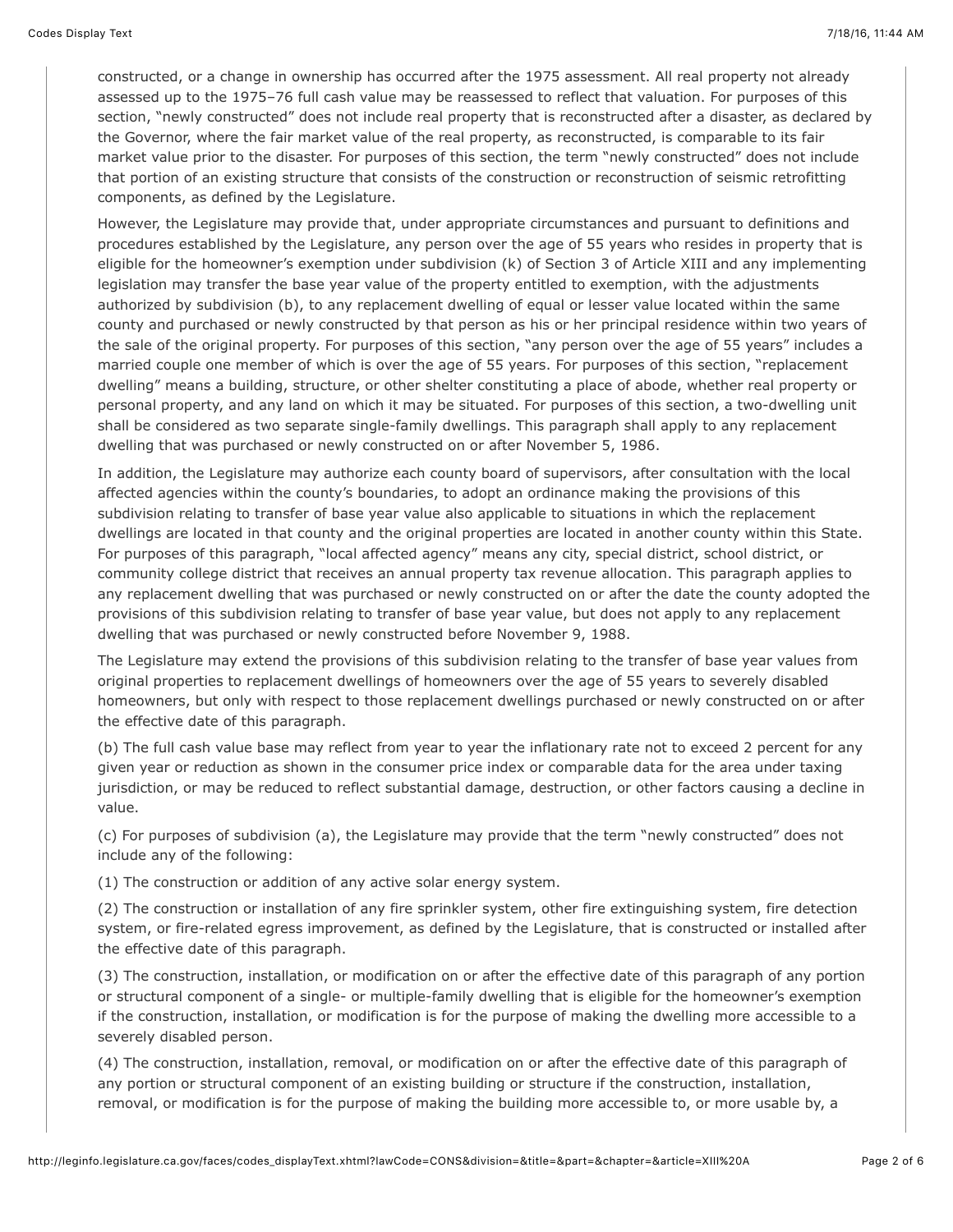constructed, or a change in ownership has occurred after the 1975 assessment. All real property not already assessed up to the 1975–76 full cash value may be reassessed to reflect that valuation. For purposes of this section, "newly constructed" does not include real property that is reconstructed after a disaster, as declared by the Governor, where the fair market value of the real property, as reconstructed, is comparable to its fair market value prior to the disaster. For purposes of this section, the term "newly constructed" does not include that portion of an existing structure that consists of the construction or reconstruction of seismic retrofitting components, as defined by the Legislature.

However, the Legislature may provide that, under appropriate circumstances and pursuant to definitions and procedures established by the Legislature, any person over the age of 55 years who resides in property that is eligible for the homeowner's exemption under subdivision (k) of Section 3 of Article XIII and any implementing legislation may transfer the base year value of the property entitled to exemption, with the adjustments authorized by subdivision (b), to any replacement dwelling of equal or lesser value located within the same county and purchased or newly constructed by that person as his or her principal residence within two years of the sale of the original property. For purposes of this section, "any person over the age of 55 years" includes a married couple one member of which is over the age of 55 years. For purposes of this section, "replacement dwelling" means a building, structure, or other shelter constituting a place of abode, whether real property or personal property, and any land on which it may be situated. For purposes of this section, a two-dwelling unit shall be considered as two separate single-family dwellings. This paragraph shall apply to any replacement dwelling that was purchased or newly constructed on or after November 5, 1986.

In addition, the Legislature may authorize each county board of supervisors, after consultation with the local affected agencies within the county's boundaries, to adopt an ordinance making the provisions of this subdivision relating to transfer of base year value also applicable to situations in which the replacement dwellings are located in that county and the original properties are located in another county within this State. For purposes of this paragraph, "local affected agency" means any city, special district, school district, or community college district that receives an annual property tax revenue allocation. This paragraph applies to any replacement dwelling that was purchased or newly constructed on or after the date the county adopted the provisions of this subdivision relating to transfer of base year value, but does not apply to any replacement dwelling that was purchased or newly constructed before November 9, 1988.

The Legislature may extend the provisions of this subdivision relating to the transfer of base year values from original properties to replacement dwellings of homeowners over the age of 55 years to severely disabled homeowners, but only with respect to those replacement dwellings purchased or newly constructed on or after the effective date of this paragraph.

(b) The full cash value base may reflect from year to year the inflationary rate not to exceed 2 percent for any given year or reduction as shown in the consumer price index or comparable data for the area under taxing jurisdiction, or may be reduced to reflect substantial damage, destruction, or other factors causing a decline in value.

(c) For purposes of subdivision (a), the Legislature may provide that the term "newly constructed" does not include any of the following:

(1) The construction or addition of any active solar energy system.

(2) The construction or installation of any fire sprinkler system, other fire extinguishing system, fire detection system, or fire-related egress improvement, as defined by the Legislature, that is constructed or installed after the effective date of this paragraph.

(3) The construction, installation, or modification on or after the effective date of this paragraph of any portion or structural component of a single- or multiple-family dwelling that is eligible for the homeowner's exemption if the construction, installation, or modification is for the purpose of making the dwelling more accessible to a severely disabled person.

(4) The construction, installation, removal, or modification on or after the effective date of this paragraph of any portion or structural component of an existing building or structure if the construction, installation, removal, or modification is for the purpose of making the building more accessible to, or more usable by, a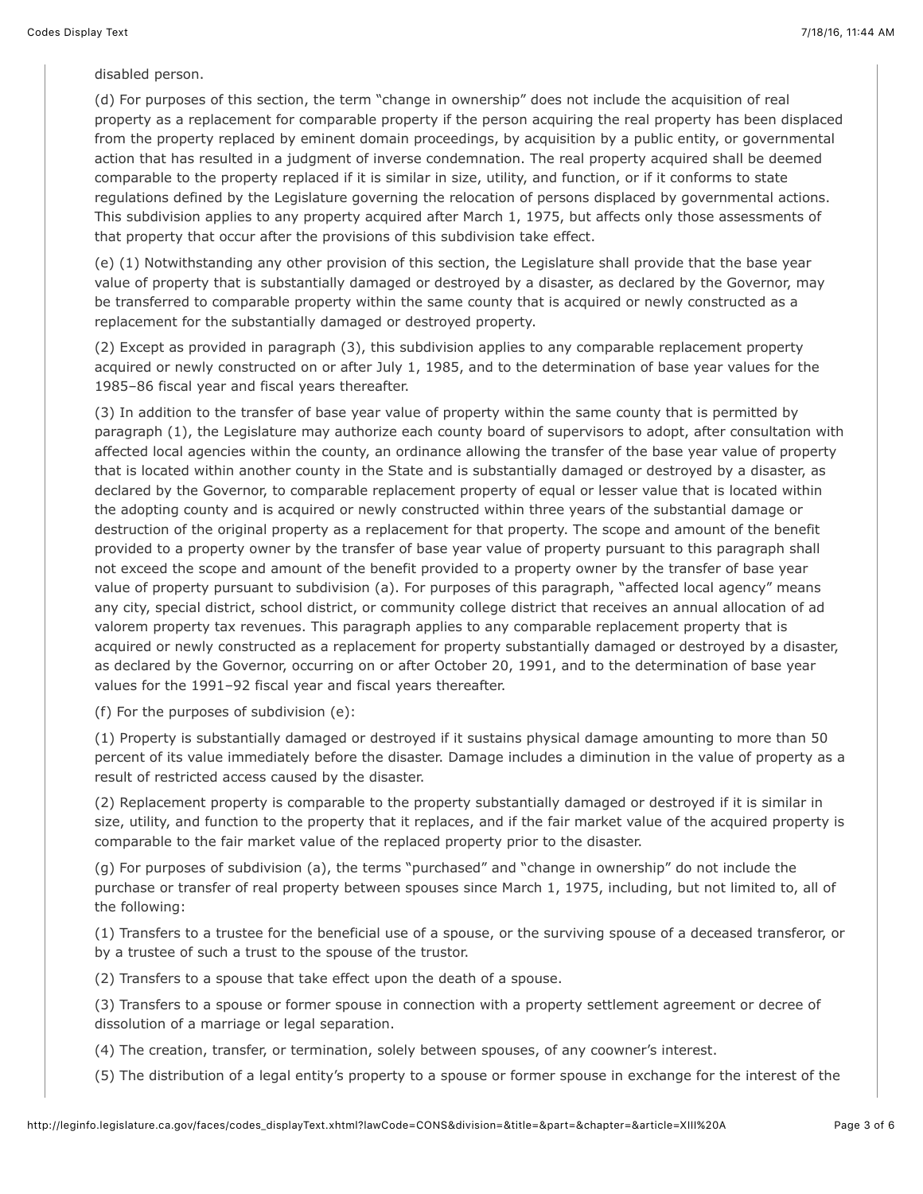disabled person.

(d) For purposes of this section, the term “change in ownership” does not include the acquisition of real property as a replacement for comparable property if the person acquiring the real property has been displaced from the property replaced by eminent domain proceedings, by acquisition by a public entity, or governmental action that has resulted in a judgment of inverse condemnation. The real property acquired shall be deemed comparable to the property replaced if it is similar in size, utility, and function, or if it conforms to state regulations defined by the Legislature governing the relocation of persons displaced by governmental actions. This subdivision applies to any property acquired after March 1, 1975, but affects only those assessments of that property that occur after the provisions of this subdivision take effect.

(e) (1) Notwithstanding any other provision of this section, the Legislature shall provide that the base year value of property that is substantially damaged or destroyed by a disaster, as declared by the Governor, may be transferred to comparable property within the same county that is acquired or newly constructed as a replacement for the substantially damaged or destroyed property.

(2) Except as provided in paragraph (3), this subdivision applies to any comparable replacement property acquired or newly constructed on or after July 1, 1985, and to the determination of base year values for the 1985–86 fiscal year and fiscal years thereafter.

(3) In addition to the transfer of base year value of property within the same county that is permitted by paragraph (1), the Legislature may authorize each county board of supervisors to adopt, after consultation with affected local agencies within the county, an ordinance allowing the transfer of the base year value of property that is located within another county in the State and is substantially damaged or destroyed by a disaster, as declared by the Governor, to comparable replacement property of equal or lesser value that is located within the adopting county and is acquired or newly constructed within three years of the substantial damage or destruction of the original property as a replacement for that property. The scope and amount of the benefit provided to a property owner by the transfer of base year value of property pursuant to this paragraph shall not exceed the scope and amount of the benefit provided to a property owner by the transfer of base year value of property pursuant to subdivision (a). For purposes of this paragraph, “affected local agency” means any city, special district, school district, or community college district that receives an annual allocation of ad valorem property tax revenues. This paragraph applies to any comparable replacement property that is acquired or newly constructed as a replacement for property substantially damaged or destroyed by a disaster, as declared by the Governor, occurring on or after October 20, 1991, and to the determination of base year values for the 1991–92 fiscal year and fiscal years thereafter.

(f) For the purposes of subdivision (e):

(1) Property is substantially damaged or destroyed if it sustains physical damage amounting to more than 50 percent of its value immediately before the disaster. Damage includes a diminution in the value of property as a result of restricted access caused by the disaster.

(2) Replacement property is comparable to the property substantially damaged or destroyed if it is similar in size, utility, and function to the property that it replaces, and if the fair market value of the acquired property is comparable to the fair market value of the replaced property prior to the disaster.

(g) For purposes of subdivision (a), the terms “purchased” and “change in ownership” do not include the purchase or transfer of real property between spouses since March 1, 1975, including, but not limited to, all of the following:

(1) Transfers to a trustee for the beneficial use of a spouse, or the surviving spouse of a deceased transferor, or by a trustee of such a trust to the spouse of the trustor.

(2) Transfers to a spouse that take effect upon the death of a spouse.

(3) Transfers to a spouse or former spouse in connection with a property settlement agreement or decree of dissolution of a marriage or legal separation.

(4) The creation, transfer, or termination, solely between spouses, of any coowner’s interest.

(5) The distribution of a legal entity’s property to a spouse or former spouse in exchange for the interest of the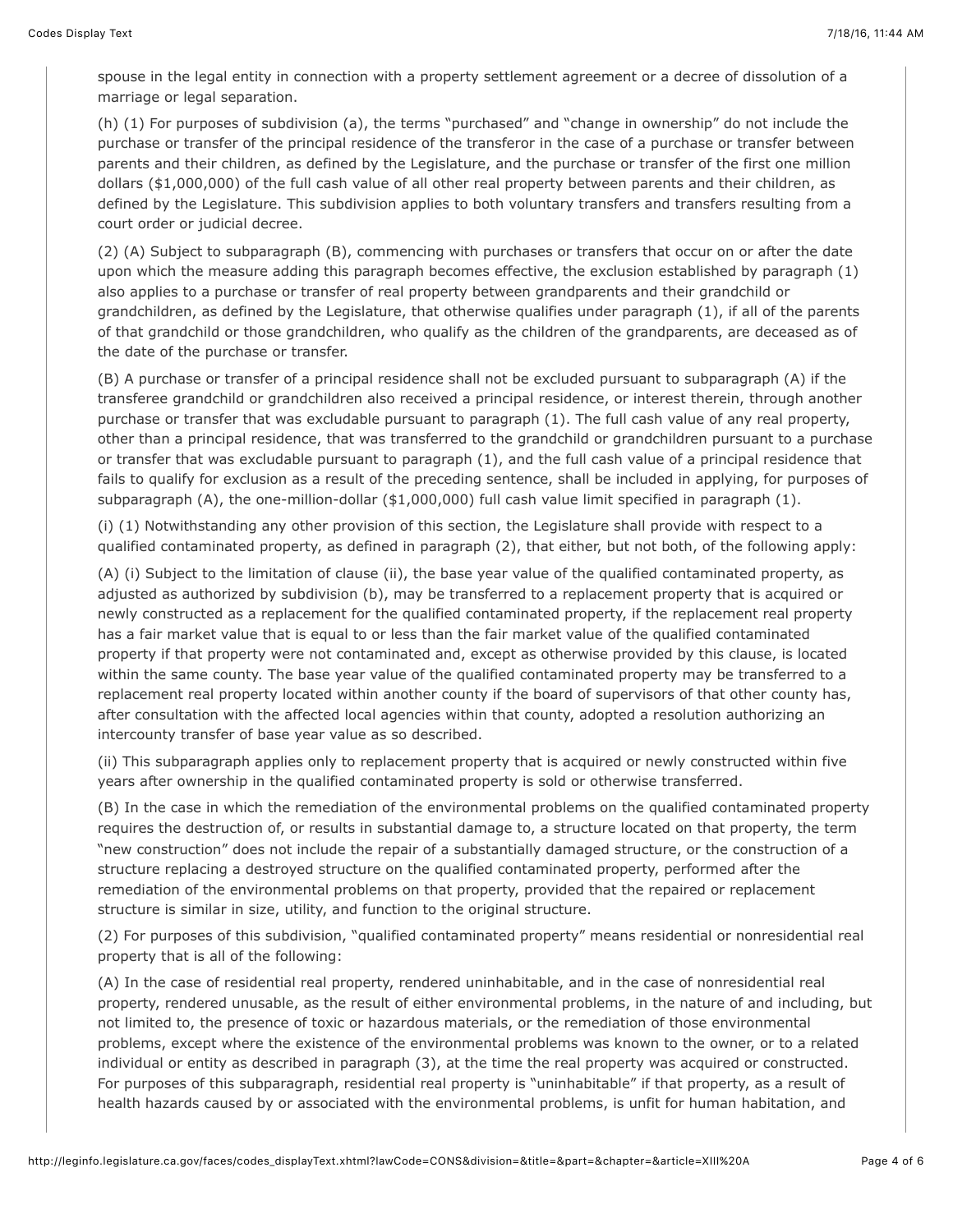spouse in the legal entity in connection with a property settlement agreement or a decree of dissolution of a marriage or legal separation.

(h) (1) For purposes of subdivision (a), the terms "purchased" and "change in ownership" do not include the purchase or transfer of the principal residence of the transferor in the case of a purchase or transfer between parents and their children, as defined by the Legislature, and the purchase or transfer of the first one million dollars ($1,000,000) of the full cash value of all other real property between parents and their children, as defined by the Legislature. This subdivision applies to both voluntary transfers and transfers resulting from a court order or judicial decree.

(2) (A) Subject to subparagraph (B), commencing with purchases or transfers that occur on or after the date upon which the measure adding this paragraph becomes effective, the exclusion established by paragraph (1) also applies to a purchase or transfer of real property between grandparents and their grandchild or grandchildren, as defined by the Legislature, that otherwise qualifies under paragraph (1), if all of the parents of that grandchild or those grandchildren, who qualify as the children of the grandparents, are deceased as of the date of the purchase or transfer.

(B) A purchase or transfer of a principal residence shall not be excluded pursuant to subparagraph (A) if the transferee grandchild or grandchildren also received a principal residence, or interest therein, through another purchase or transfer that was excludable pursuant to paragraph (1). The full cash value of any real property, other than a principal residence, that was transferred to the grandchild or grandchildren pursuant to a purchase or transfer that was excludable pursuant to paragraph (1), and the full cash value of a principal residence that fails to qualify for exclusion as a result of the preceding sentence, shall be included in applying, for purposes of subparagraph (A), the one-million-dollar ($1,000,000) full cash value limit specified in paragraph (1).

(i) (1) Notwithstanding any other provision of this section, the Legislature shall provide with respect to a qualified contaminated property, as defined in paragraph (2), that either, but not both, of the following apply:

(A) (i) Subject to the limitation of clause (ii), the base year value of the qualified contaminated property, as adjusted as authorized by subdivision (b), may be transferred to a replacement property that is acquired or newly constructed as a replacement for the qualified contaminated property, if the replacement real property has a fair market value that is equal to or less than the fair market value of the qualified contaminated property if that property were not contaminated and, except as otherwise provided by this clause, is located within the same county. The base year value of the qualified contaminated property may be transferred to a replacement real property located within another county if the board of supervisors of that other county has, after consultation with the affected local agencies within that county, adopted a resolution authorizing an intercounty transfer of base year value as so described.

(ii) This subparagraph applies only to replacement property that is acquired or newly constructed within five years after ownership in the qualified contaminated property is sold or otherwise transferred.

(B) In the case in which the remediation of the environmental problems on the qualified contaminated property requires the destruction of, or results in substantial damage to, a structure located on that property, the term "new construction" does not include the repair of a substantially damaged structure, or the construction of a structure replacing a destroyed structure on the qualified contaminated property, performed after the remediation of the environmental problems on that property, provided that the repaired or replacement structure is similar in size, utility, and function to the original structure.

(2) For purposes of this subdivision, "qualified contaminated property" means residential or nonresidential real property that is all of the following:

(A) In the case of residential real property, rendered uninhabitable, and in the case of nonresidential real property, rendered unusable, as the result of either environmental problems, in the nature of and including, but not limited to, the presence of toxic or hazardous materials, or the remediation of those environmental problems, except where the existence of the environmental problems was known to the owner, or to a related individual or entity as described in paragraph (3), at the time the real property was acquired or constructed. For purposes of this subparagraph, residential real property is "uninhabitable" if that property, as a result of health hazards caused by or associated with the environmental problems, is unfit for human habitation, and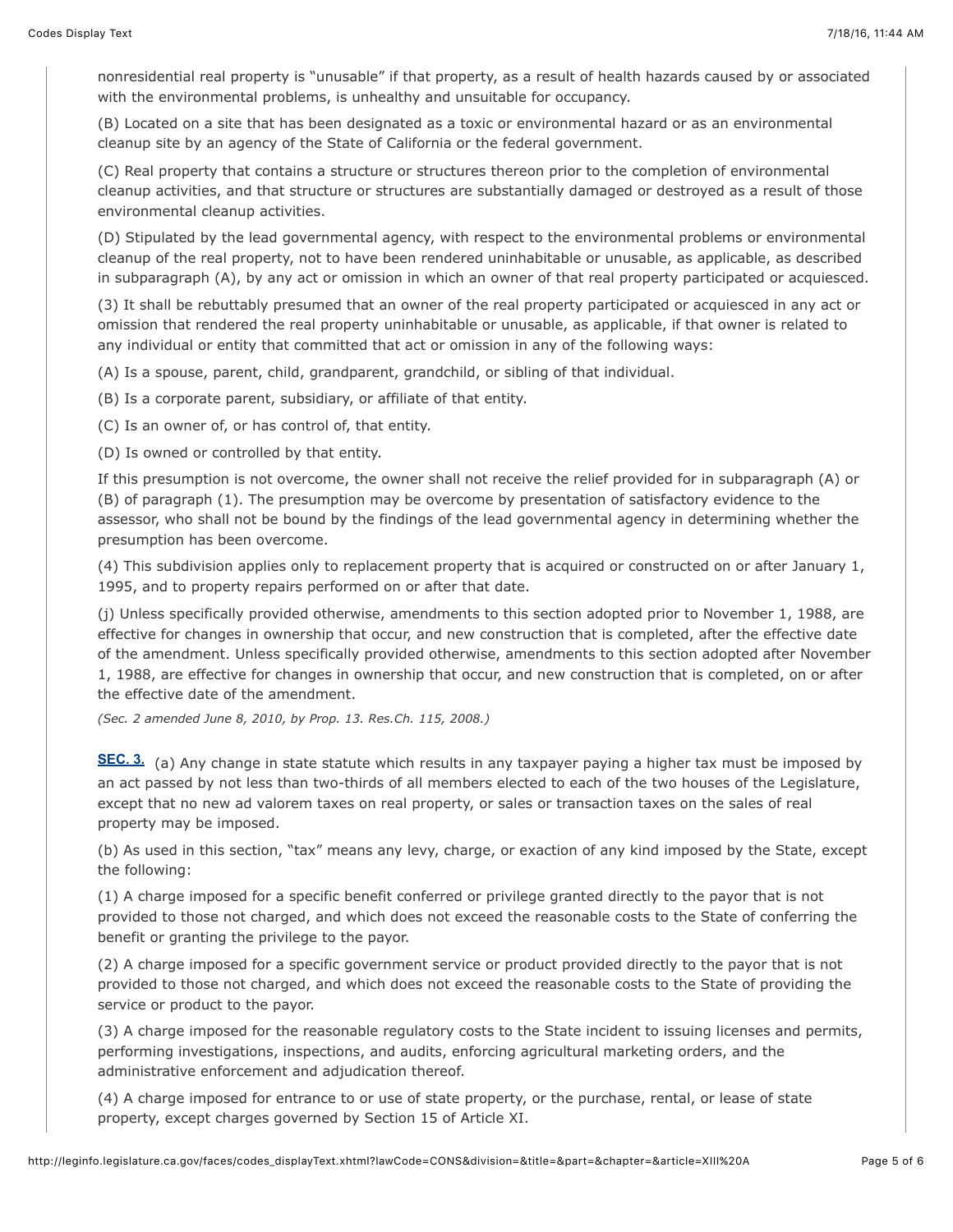nonresidential real property is "unusable" if that property, as a result of health hazards caused by or associated with the environmental problems, is unhealthy and unsuitable for occupancy.

(B) Located on a site that has been designated as a toxic or environmental hazard or as an environmental cleanup site by an agency of the State of California or the federal government.

(C) Real property that contains a structure or structures thereon prior to the completion of environmental cleanup activities, and that structure or structures are substantially damaged or destroyed as a result of those environmental cleanup activities.

(D) Stipulated by the lead governmental agency, with respect to the environmental problems or environmental cleanup of the real property, not to have been rendered uninhabitable or unusable, as applicable, as described in subparagraph (A), by any act or omission in which an owner of that real property participated or acquiesced.

(3) It shall be rebuttably presumed that an owner of the real property participated or acquiesced in any act or omission that rendered the real property uninhabitable or unusable, as applicable, if that owner is related to any individual or entity that committed that act or omission in any of the following ways:

(A) Is a spouse, parent, child, grandparent, grandchild, or sibling of that individual.

(B) Is a corporate parent, subsidiary, or affiliate of that entity.

(C) Is an owner of, or has control of, that entity.

(D) Is owned or controlled by that entity.

If this presumption is not overcome, the owner shall not receive the relief provided for in subparagraph (A) or (B) of paragraph (1). The presumption may be overcome by presentation of satisfactory evidence to the assessor, who shall not be bound by the findings of the lead governmental agency in determining whether the presumption has been overcome.

(4) This subdivision applies only to replacement property that is acquired or constructed on or after January 1, 1995, and to property repairs performed on or after that date.

(j) Unless specifically provided otherwise, amendments to this section adopted prior to November 1, 1988, are effective for changes in ownership that occur, and new construction that is completed, after the effective date of the amendment. Unless specifically provided otherwise, amendments to this section adopted after November 1, 1988, are effective for changes in ownership that occur, and new construction that is completed, on or after the effective date of the amendment.

*(Sec. 2 amended June 8, 2010, by Prop. 13. Res.Ch. 115, 2008.)*

**SEC. 3.** (a) Any change in state statute which results in any taxpayer paying a higher tax must be imposed by an act passed by not less than two-thirds of all members elected to each of the two houses of the Legislature, except that no new ad valorem taxes on real property, or sales or transaction taxes on the sales of real property may be imposed.

(b) As used in this section, "tax" means any levy, charge, or exaction of any kind imposed by the State, except the following:

(1) A charge imposed for a specific benefit conferred or privilege granted directly to the payor that is not provided to those not charged, and which does not exceed the reasonable costs to the State of conferring the benefit or granting the privilege to the payor.

(2) A charge imposed for a specific government service or product provided directly to the payor that is not provided to those not charged, and which does not exceed the reasonable costs to the State of providing the service or product to the payor.

(3) A charge imposed for the reasonable regulatory costs to the State incident to issuing licenses and permits, performing investigations, inspections, and audits, enforcing agricultural marketing orders, and the administrative enforcement and adjudication thereof.

(4) A charge imposed for entrance to or use of state property, or the purchase, rental, or lease of state property, except charges governed by Section 15 of Article XI.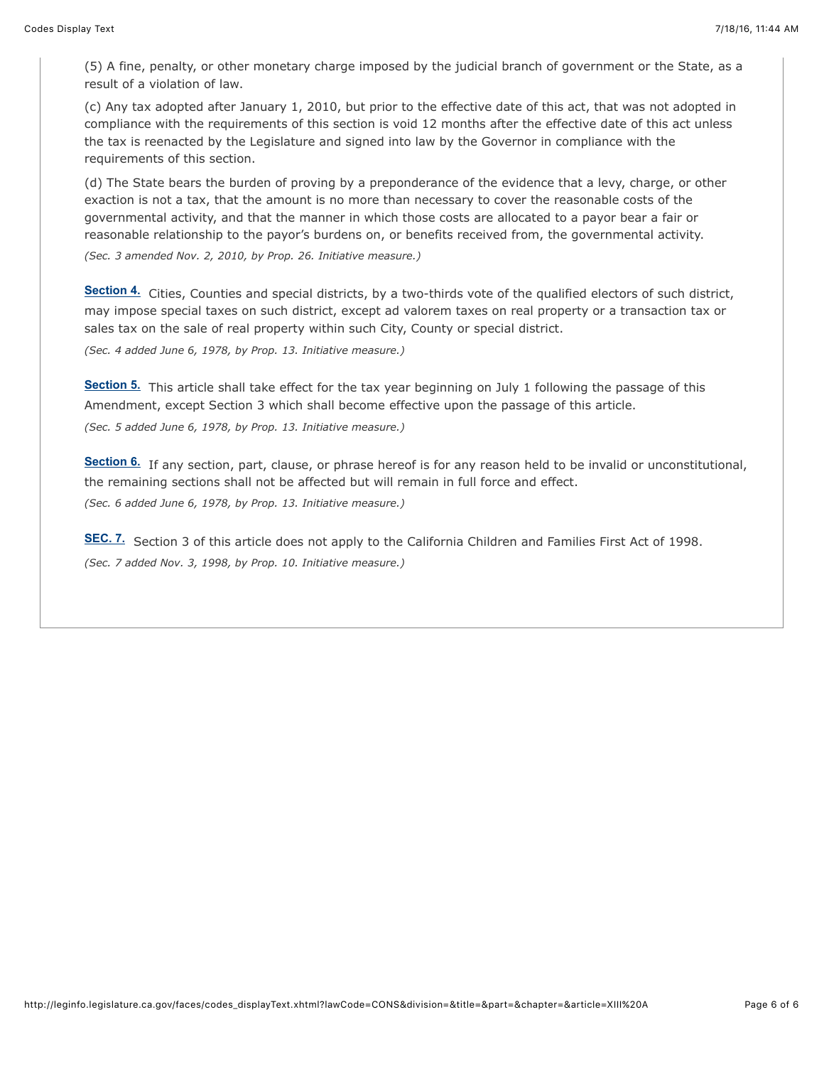(5) A fine, penalty, or other monetary charge imposed by the judicial branch of government or the State, as a result of a violation of law.

(c) Any tax adopted after January 1, 2010, but prior to the effective date of this act, that was not adopted in compliance with the requirements of this section is void 12 months after the effective date of this act unless the tax is reenacted by the Legislature and signed into law by the Governor in compliance with the requirements of this section.

(d) The State bears the burden of proving by a preponderance of the evidence that a levy, charge, or other exaction is not a tax, that the amount is no more than necessary to cover the reasonable costs of the governmental activity, and that the manner in which those costs are allocated to a payor bear a fair or reasonable relationship to the payor's burdens on, or benefits received from, the governmental activity.

*(Sec. 3 amended Nov. 2, 2010, by Prop. 26. Initiative measure.)*

**Section 4.** Cities, Counties and special districts, by a two-thirds vote of the qualified electors of such district, may impose special taxes on such district, except ad valorem taxes on real property or a transaction tax or sales tax on the sale of real property within such City, County or special district.

*(Sec. 4 added June 6, 1978, by Prop. 13. Initiative measure.)*

**Section 5.** This article shall take effect for the tax year beginning on July 1 following the passage of this Amendment, except Section 3 which shall become effective upon the passage of this article.

*(Sec. 5 added June 6, 1978, by Prop. 13. Initiative measure.)*

**Section 6.** If any section, part, clause, or phrase hereof is for any reason held to be invalid or unconstitutional, the remaining sections shall not be affected but will remain in full force and effect.

*(Sec. 6 added June 6, 1978, by Prop. 13. Initiative measure.)*

**SEC. 7.** Section 3 of this article does not apply to the California Children and Families First Act of 1998.

*(Sec. 7 added Nov. 3, 1998, by Prop. 10. Initiative measure.)*